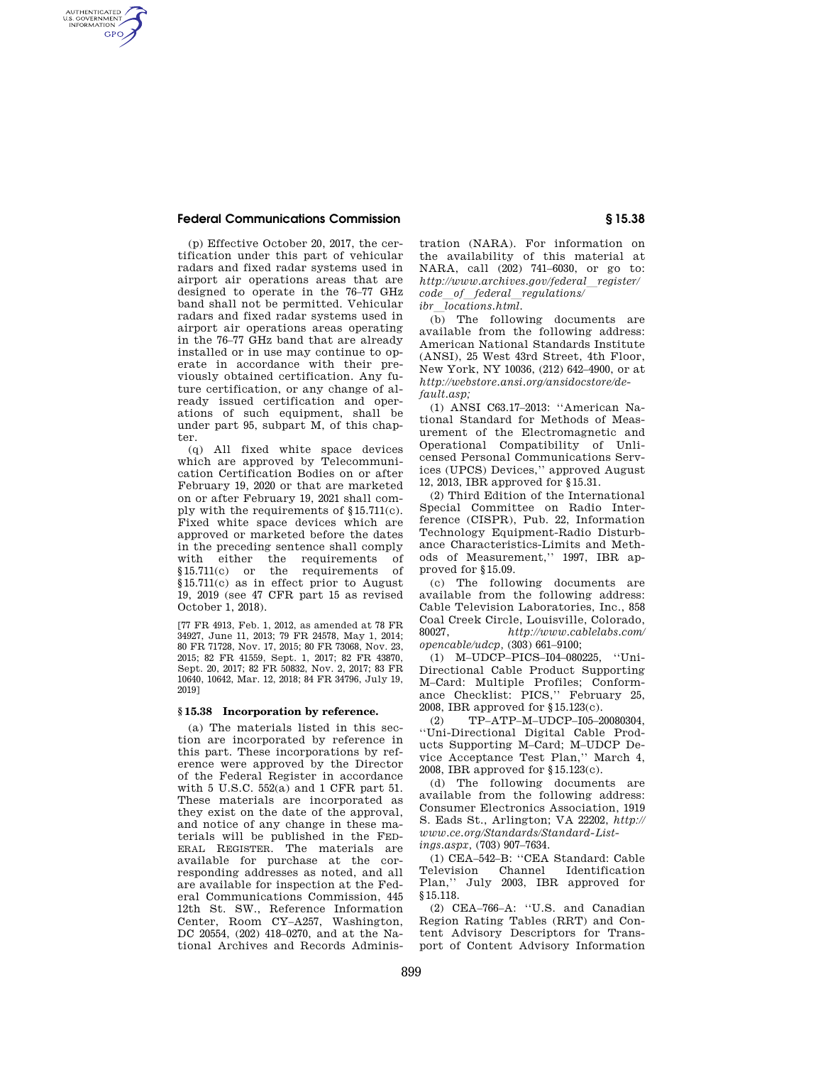(p) Effective October 20, 2017, the certification under this part of vehicular radars and fixed radar systems used in airport air operations areas that are designed to operate in the 76–77 GHz band shall not be permitted. Vehicular radars and fixed radar systems used in airport air operations areas operating in the 76–77 GHz band that are already installed or in use may continue to operate in accordance with their previously obtained certification. Any future certification, or any change of already issued certification and operations of such equipment, shall be under part 95, subpart M, of this chapter.

(q) All fixed white space devices which are approved by Telecommunication Certification Bodies on or after February 19, 2020 or that are marketed on or after February 19, 2021 shall comply with the requirements of §15.711(c). Fixed white space devices which are approved or marketed before the dates in the preceding sentence shall comply with either the requirements of §15.711(c) or the requirements of §15.711(c) as in effect prior to August 19, 2019 (see 47 CFR part 15 as revised October 1, 2018).

[77 FR 4913, Feb. 1, 2012, as amended at 78 FR 34927, June 11, 2013; 79 FR 24578, May 1, 2014; 80 FR 71728, Nov. 17, 2015; 80 FR 73068, Nov. 23, 2015; 82 FR 41559, Sept. 1, 2017; 82 FR 43870, Sept. 20, 2017; 82 FR 50832, Nov. 2, 2017; 83 FR 10640, 10642, Mar. 12, 2018; 84 FR 34796, July 19, 2019]

## § 15.38 Incorporation by reference.

(a) The materials listed in this section are incorporated by reference in this part. These incorporations by reference were approved by the Director of the Federal Register in accordance with 5 U.S.C. 552(a) and 1 CFR part 51. These materials are incorporated as they exist on the date of the approval, and notice of any change in these materials will be published in the FEDERAL REGISTER. The materials are available for purchase at the corresponding addresses as noted, and all are available for inspection at the Federal Communications Commission, 445 12th St. SW., Reference Information Center, Room CY–A257, Washington, DC 20554, (202) 418–0270, and at the National Archives and Records Administration (NARA). For information on the availability of this material at NARA, call (202) 741–6030, or go to: *http://www.archives.gov/federal_register/code_of_federal_regulations/ibr_locations.html.*

(b) The following documents are available from the following address: American National Standards Institute (ANSI), 25 West 43rd Street, 4th Floor, New York, NY 10036, (212) 642–4900, or at *http://webstore.ansi.org/ansidocstore/default.asp;*

(1) ANSI C63.17–2013: ''American National Standard for Methods of Measurement of the Electromagnetic and Operational Compatibility of Unlicensed Personal Communications Services (UPCS) Devices,'' approved August 12, 2013, IBR approved for §15.31.

(2) Third Edition of the International Special Committee on Radio Interference (CISPR), Pub. 22, Information Technology Equipment-Radio Disturbance Characteristics-Limits and Methods of Measurement,'' 1997, IBR approved for §15.09.

(c) The following documents are available from the following address: Cable Television Laboratories, Inc., 858 Coal Creek Circle, Louisville, Colorado, 80027, *http://www.cablelabs.com/opencable/udcp*, (303) 661–9100;

(1) M–UDCP–PICS–I04–080225, ''Uni-Directional Cable Product Supporting M–Card: Multiple Profiles; Conformance Checklist: PICS,'' February 25, 2008, IBR approved for §15.123(c).

(2) TP–ATP–M–UDCP–I05–20080304, ''Uni-Directional Digital Cable Products Supporting M–Card; M–UDCP Device Acceptance Test Plan,'' March 4, 2008, IBR approved for §15.123(c).

(d) The following documents are available from the following address: Consumer Electronics Association, 1919 S. Eads St., Arlington; VA 22202, *http://www.ce.org/Standards/Standard-Listings.aspx*, (703) 907–7634.

(1) CEA–542–B: ''CEA Standard: Cable Television Channel Identification Plan,'' July 2003, IBR approved for §15.118.

(2) CEA–766–A: ''U.S. and Canadian Region Rating Tables (RRT) and Content Advisory Descriptors for Transport of Content Advisory Information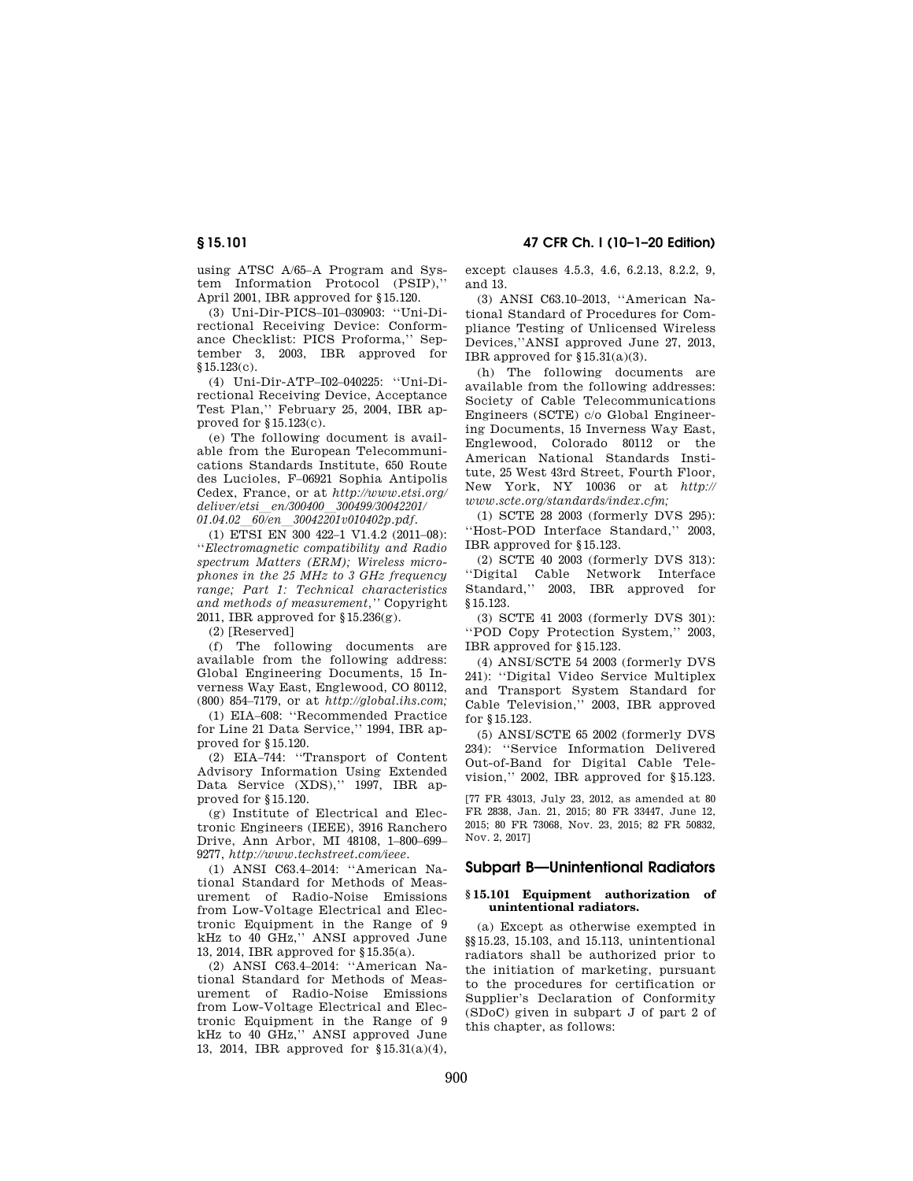using ATSC A/65–A Program and System Information Protocol (PSIP),'' April 2001, IBR approved for §15.120.

(3) Uni-Dir-PICS–I01–030903: ''Uni-Directional Receiving Device: Conformance Checklist: PICS Proforma,'' September 3, 2003, IBR approved for §15.123(c).

(4) Uni-Dir-ATP–I02–040225: ''Uni-Directional Receiving Device, Acceptance Test Plan,'' February 25, 2004, IBR approved for §15.123(c).

(e) The following document is available from the European Telecommunications Standards Institute, 650 Route des Lucioles, F–06921 Sophia Antipolis Cedex, France, or at *http://www.etsi.org/deliver/etsi_en/300400_300499/30042201/01.04.02_60/en_30042201v010402p.pdf*.

(1) ETSI EN 300 422–1 V1.4.2 (2011–08): ''*Electromagnetic compatibility and Radio spectrum Matters (ERM); Wireless microphones in the 25 MHz to 3 GHz frequency range; Part 1: Technical characteristics and methods of measurement*,'' Copyright 2011, IBR approved for §15.236(g).

(2) [Reserved]

(f) The following documents are available from the following address: Global Engineering Documents, 15 Inverness Way East, Englewood, CO 80112, (800) 854–7179, or at *http://global.ihs.com;*

(1) EIA–608: ''Recommended Practice for Line 21 Data Service,'' 1994, IBR approved for §15.120.

(2) EIA–744: ''Transport of Content Advisory Information Using Extended Data Service (XDS),'' 1997, IBR approved for §15.120.

(g) Institute of Electrical and Electronic Engineers (IEEE), 3916 Ranchero Drive, Ann Arbor, MI 48108, 1–800–699–9277, *http://www.techstreet.com/ieee*.

(1) ANSI C63.4–2014: ''American National Standard for Methods of Measurement of Radio-Noise Emissions from Low-Voltage Electrical and Electronic Equipment in the Range of 9 kHz to 40 GHz,'' ANSI approved June 13, 2014, IBR approved for §15.35(a).

(2) ANSI C63.4–2014: ''American National Standard for Methods of Measurement of Radio-Noise Emissions from Low-Voltage Electrical and Electronic Equipment in the Range of 9 kHz to 40 GHz,'' ANSI approved June 13, 2014, IBR approved for §15.31(a)(4), except clauses 4.5.3, 4.6, 6.2.13, 8.2.2, 9, and 13.

(3) ANSI C63.10–2013, ''American National Standard of Procedures for Compliance Testing of Unlicensed Wireless Devices,''ANSI approved June 27, 2013, IBR approved for §15.31(a)(3).

(h) The following documents are available from the following addresses: Society of Cable Telecommunications Engineers (SCTE) c/o Global Engineering Documents, 15 Inverness Way East, Englewood, Colorado 80112 or the American National Standards Institute, 25 West 43rd Street, Fourth Floor, New York, NY 10036 or at *http://www.scte.org/standards/index.cfm;*

(1) SCTE 28 2003 (formerly DVS 295): ''Host-POD Interface Standard,'' 2003, IBR approved for §15.123.

(2) SCTE 40 2003 (formerly DVS 313): ''Digital Cable Network Interface Standard,'' 2003, IBR approved for §15.123.

(3) SCTE 41 2003 (formerly DVS 301): ''POD Copy Protection System,'' 2003, IBR approved for §15.123.

(4) ANSI/SCTE 54 2003 (formerly DVS 241): ''Digital Video Service Multiplex and Transport System Standard for Cable Television,'' 2003, IBR approved for §15.123.

(5) ANSI/SCTE 65 2002 (formerly DVS 234): ''Service Information Delivered Out-of-Band for Digital Cable Television,'' 2002, IBR approved for §15.123.

[77 FR 43013, July 23, 2012, as amended at 80 FR 2838, Jan. 21, 2015; 80 FR 33447, June 12, 2015; 80 FR 73068, Nov. 23, 2015; 82 FR 50832, Nov. 2, 2017]

## Subpart B—Unintentional Radiators

### §15.101 Equipment authorization of unintentional radiators.

(a) Except as otherwise exempted in §§15.23, 15.103, and 15.113, unintentional radiators shall be authorized prior to the initiation of marketing, pursuant to the procedures for certification or Supplier's Declaration of Conformity (SDoC) given in subpart J of part 2 of this chapter, as follows: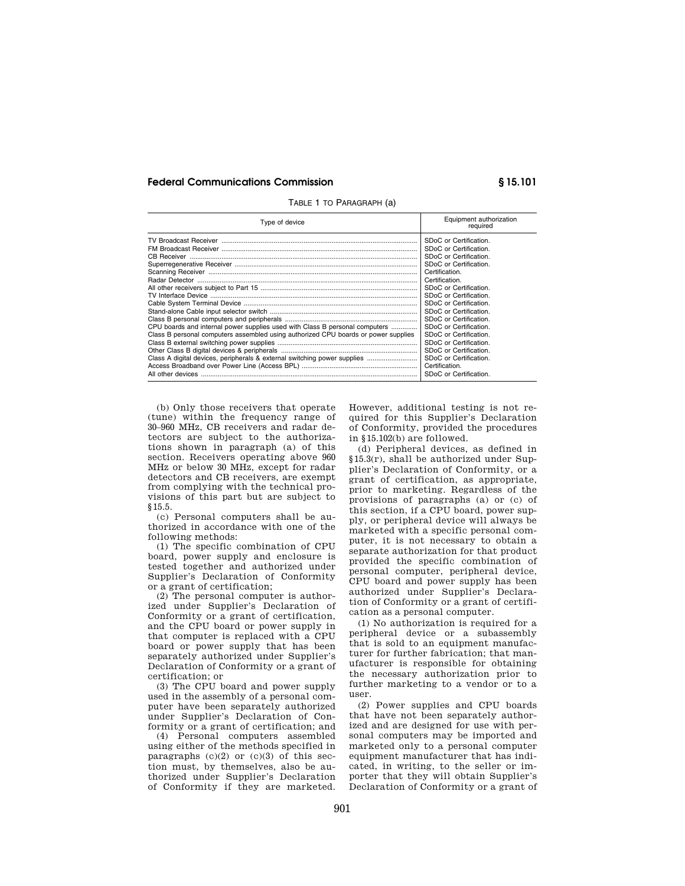TABLE 1 TO PARAGRAPH (a)

| Type of device | Equipment authorization required |
|---|---|
| TV Broadcast Receiver | SDoC or Certification. |
| FM Broadcast Receiver | SDoC or Certification. |
| CB Receiver | SDoC or Certification. |
| Superregenerative Receiver | SDoC or Certification. |
| Scanning Receiver | Certification. |
| Radar Detector | Certification. |
| All other receivers subject to Part 15 | SDoC or Certification. |
| TV Interface Device | SDoC or Certification. |
| Cable System Terminal Device | SDoC or Certification. |
| Stand-alone Cable input selector switch | SDoC or Certification. |
| Class B personal computers and peripherals | SDoC or Certification. |
| CPU boards and internal power supplies used with Class B personal computers | SDoC or Certification. |
| Class B personal computers assembled using authorized CPU boards or power supplies | SDoC or Certification. |
| Class B external switching power supplies | SDoC or Certification. |
| Other Class B digital devices & peripherals | SDoC or Certification. |
| Class A digital devices, peripherals & external switching power supplies | SDoC or Certification. |
| Access Broadband over Power Line (Access BPL) | Certification. |
| All other devices | SDoC or Certification. |

(b) Only those receivers that operate (tune) within the frequency range of 30–960 MHz, CB receivers and radar detectors are subject to the authorizations shown in paragraph (a) of this section. Receivers operating above 960 MHz or below 30 MHz, except for radar detectors and CB receivers, are exempt from complying with the technical provisions of this part but are subject to §15.5.

(c) Personal computers shall be authorized in accordance with one of the following methods:

(1) The specific combination of CPU board, power supply and enclosure is tested together and authorized under Supplier's Declaration of Conformity or a grant of certification;

(2) The personal computer is authorized under Supplier's Declaration of Conformity or a grant of certification, and the CPU board or power supply in that computer is replaced with a CPU board or power supply that has been separately authorized under Supplier's Declaration of Conformity or a grant of certification; or

(3) The CPU board and power supply used in the assembly of a personal computer have been separately authorized under Supplier's Declaration of Conformity or a grant of certification; and

(4) Personal computers assembled using either of the methods specified in paragraphs (c)(2) or (c)(3) of this section must, by themselves, also be authorized under Supplier's Declaration of Conformity if they are marketed. However, additional testing is not required for this Supplier's Declaration of Conformity, provided the procedures in §15.102(b) are followed.

(d) Peripheral devices, as defined in §15.3(r), shall be authorized under Supplier's Declaration of Conformity, or a grant of certification, as appropriate, prior to marketing. Regardless of the provisions of paragraphs (a) or (c) of this section, if a CPU board, power supply, or peripheral device will always be marketed with a specific personal computer, it is not necessary to obtain a separate authorization for that product provided the specific combination of personal computer, peripheral device, CPU board and power supply has been authorized under Supplier's Declaration of Conformity or a grant of certification as a personal computer.

(1) No authorization is required for a peripheral device or a subassembly that is sold to an equipment manufacturer for further fabrication; that manufacturer is responsible for obtaining the necessary authorization prior to further marketing to a vendor or to a user.

(2) Power supplies and CPU boards that have not been separately authorized and are designed for use with personal computers may be imported and marketed only to a personal computer equipment manufacturer that has indicated, in writing, to the seller or importer that they will obtain Supplier's Declaration of Conformity or a grant of